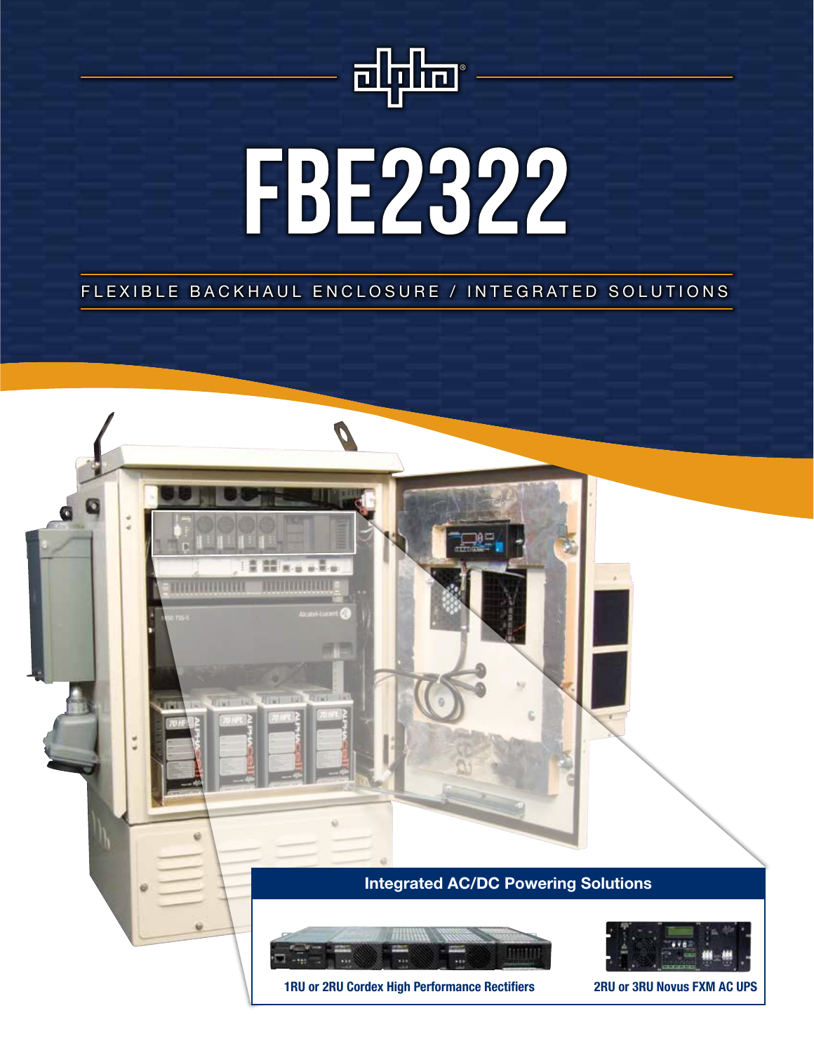# FBE2322

FLEXIBLE BACKHAUL ENCLOSURE / INTEGRATED SOLUTIONS

## Integrated AC/DC Powering Solutions

1RU or 2RU Cordex High Performance Rectifiers

2RU or 3RU Novus FXM AC UPS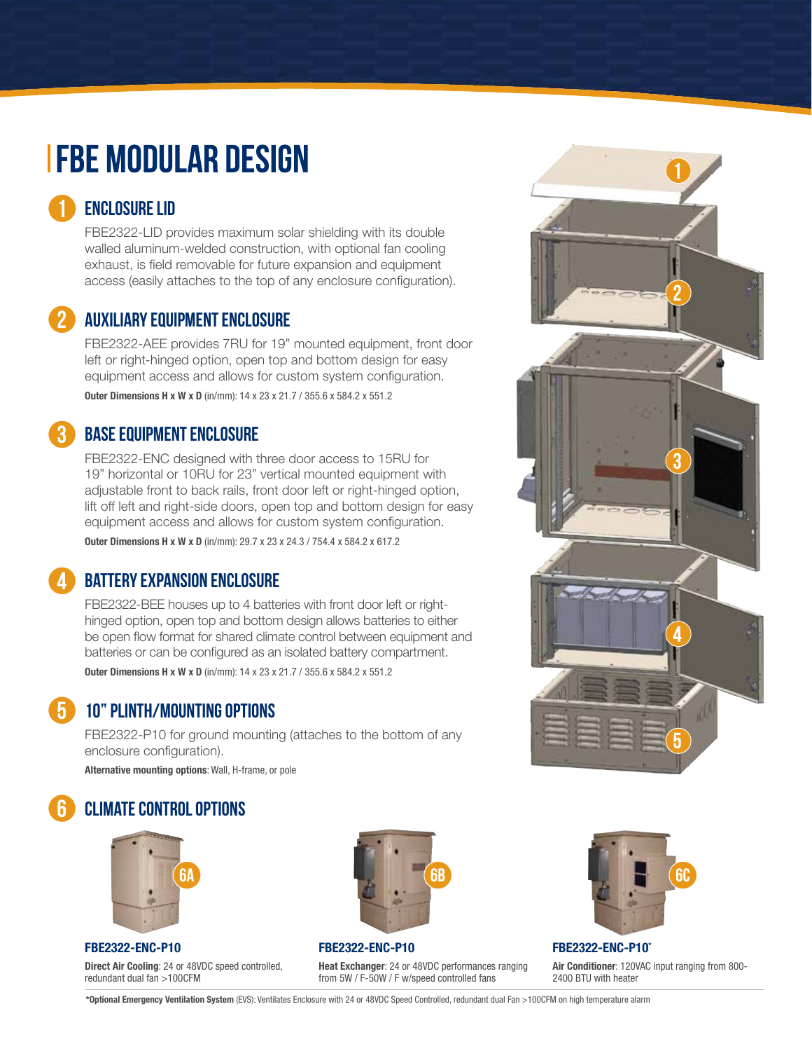# FBE MODULAR DESIGN

## 1 ENCLOSURE LID

FBE2322-LID provides maximum solar shielding with its double walled aluminum-welded construction, with optional fan cooling exhaust, is field removable for future expansion and equipment access (easily attaches to the top of any enclosure configuration).

## 2 AUXILIARY EQUIPMENT ENCLOSURE

FBE2322-AEE provides 7RU for 19" mounted equipment, front door left or right-hinged option, open top and bottom design for easy equipment access and allows for custom system configuration.

**Outer Dimensions H x W x D** (in/mm): 14 x 23 x 21.7 / 355.6 x 584.2 x 551.2

## 3 BASE EQUIPMENT ENCLOSURE

FBE2322-ENC designed with three door access to 15RU for 19" horizontal or 10RU for 23" vertical mounted equipment with adjustable front to back rails, front door left or right-hinged option, lift off left and right-side doors, open top and bottom design for easy equipment access and allows for custom system configuration.

**Outer Dimensions H x W x D** (in/mm): 29.7 x 23 x 24.3 / 754.4 x 584.2 x 617.2

## 4 BATTERY EXPANSION ENCLOSURE

FBE2322-BEE houses up to 4 batteries with front door left or right-hinged option, open top and bottom design allows batteries to either be open flow format for shared climate control between equipment and batteries or can be configured as an isolated battery compartment.

**Outer Dimensions H x W x D** (in/mm): 14 x 23 x 21.7 / 355.6 x 584.2 x 551.2

## 5 10" PLINTH/MOUNTING OPTIONS

FBE2322-P10 for ground mounting (attaches to the bottom of any enclosure configuration).

**Alternative mounting options**: Wall, H-frame, or pole

## 6 CLIMATE CONTROL OPTIONS

**6A – FBE2322-ENC-P10**

**Direct Air Cooling**: 24 or 48VDC speed controlled, redundant dual fan >100CFM

**6B – FBE2322-ENC-P10**

**Heat Exchanger**: 24 or 48VDC performances ranging from 5W / F-50W / F w/speed controlled fans

**6C – FBE2322-ENC-P10***

**Air Conditioner**: 120VAC input ranging from 800-2400 BTU with heater

***Optional Emergency Ventilation System** (EVS): Ventilates Enclosure with 24 or 48VDC Speed Controlled, redundant dual Fan >100CFM on high temperature alarm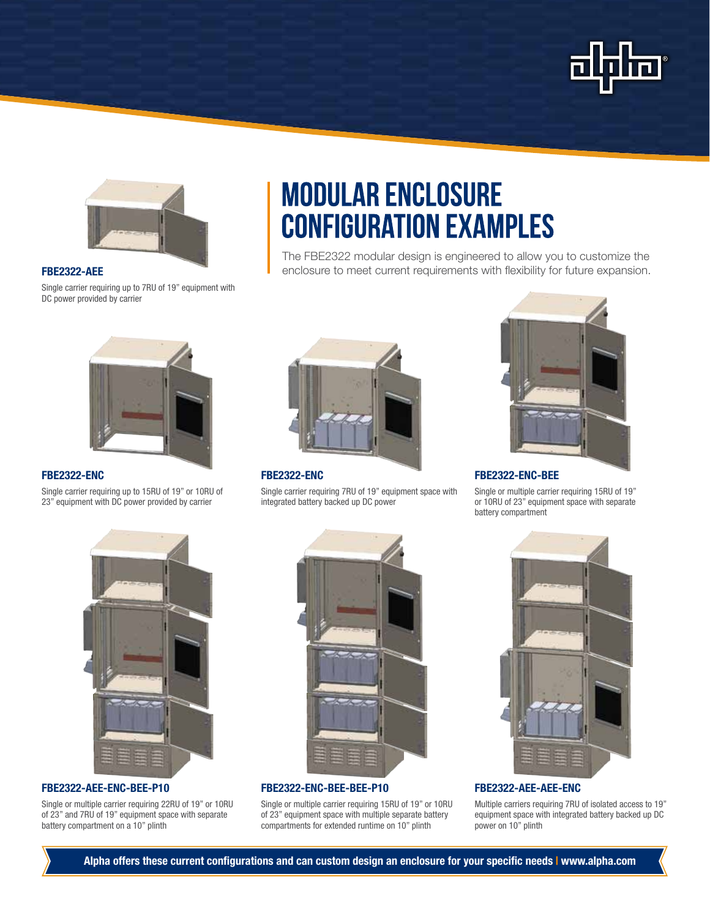# MODULAR ENCLOSURE CONFIGURATION EXAMPLES

The FBE2322 modular design is engineered to allow you to customize the enclosure to meet current requirements with flexibility for future expansion.

**FBE2322-AEE**

Single carrier requiring up to 7RU of 19" equipment with DC power provided by carrier

**FBE2322-ENC**

Single carrier requiring up to 15RU of 19" or 10RU of 23" equipment with DC power provided by carrier

**FBE2322-ENC**

Single carrier requiring 7RU of 19" equipment space with integrated battery backed up DC power

**FBE2322-ENC-BEE**

Single or multiple carrier requiring 15RU of 19" or 10RU of 23" equipment space with separate battery compartment

**FBE2322-AEE-ENC-BEE-P10**

Single or multiple carrier requiring 22RU of 19" or 10RU of 23" and 7RU of 19" equipment space with separate battery compartment on a 10" plinth

**FBE2322-ENC-BEE-BEE-P10**

Single or multiple carrier requiring 15RU of 19" or 10RU of 23" equipment space with multiple separate battery compartments for extended runtime on 10" plinth

**FBE2322-AEE-AEE-ENC**

Multiple carriers requiring 7RU of isolated access to 19" equipment space with integrated battery backed up DC power on 10" plinth

**Alpha offers these current configurations and can custom design an enclosure for your specific needs | www.alpha.com**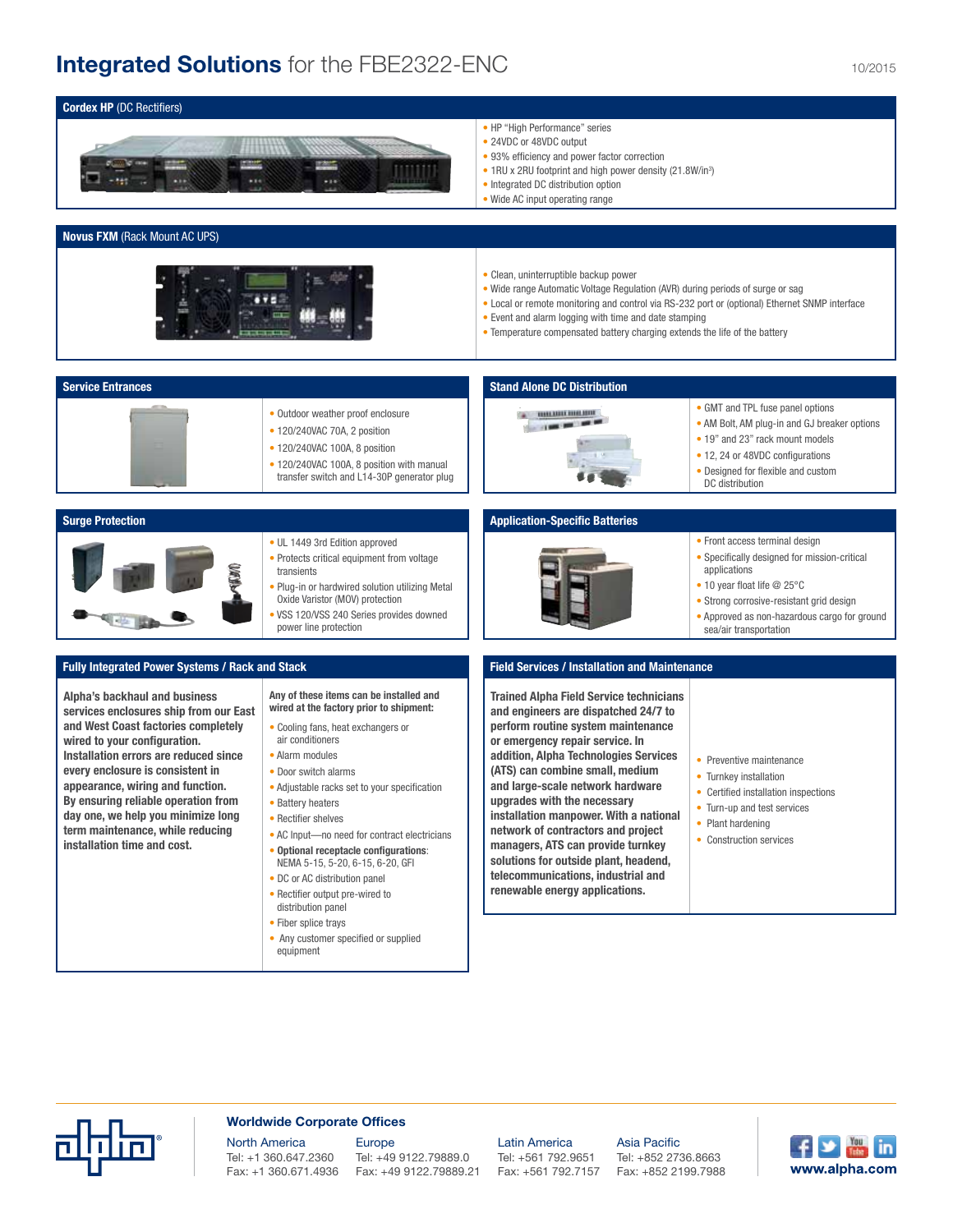# Integrated Solutions for the FBE2322-ENC

10/2015

## Cordex HP (DC Rectifiers)

- HP "High Performance" series
- 24VDC or 48VDC output
- 93% efficiency and power factor correction
- 1RU x 2RU footprint and high power density (21.8W/in³)
- Integrated DC distribution option
- Wide AC input operating range

## Novus FXM (Rack Mount AC UPS)

- Clean, uninterruptible backup power
- Wide range Automatic Voltage Regulation (AVR) during periods of surge or sag
- Local or remote monitoring and control via RS-232 port or (optional) Ethernet SNMP interface
- Event and alarm logging with time and date stamping
- Temperature compensated battery charging extends the life of the battery

## Service Entrances

- Outdoor weather proof enclosure
- 120/240VAC 70A, 2 position
- 120/240VAC 100A, 8 position
- 120/240VAC 100A, 8 position with manual transfer switch and L14-30P generator plug

## Stand Alone DC Distribution

- GMT and TPL fuse panel options
- AM Bolt, AM plug-in and GJ breaker options
- 19" and 23" rack mount models
- 12, 24 or 48VDC configurations
- Designed for flexible and custom DC distribution

## Surge Protection

- UL 1449 3rd Edition approved
- Protects critical equipment from voltage transients
- Plug-in or hardwired solution utilizing Metal Oxide Varistor (MOV) protection
- VSS 120/VSS 240 Series provides downed power line protection

## Application-Specific Batteries

- Front access terminal design
- Specifically designed for mission-critical applications
- 10 year float life @ 25°C
- Strong corrosive-resistant grid design
- Approved as non-hazardous cargo for ground sea/air transportation

## Fully Integrated Power Systems / Rack and Stack

**Alpha's backhaul and business services enclosures ship from our East and West Coast factories completely wired to your configuration. Installation errors are reduced since every enclosure is consistent in appearance, wiring and function. By ensuring reliable operation from day one, we help you minimize long term maintenance, while reducing installation time and cost.**

**Any of these items can be installed and wired at the factory prior to shipment:**

- Cooling fans, heat exchangers or air conditioners
- Alarm modules
- Door switch alarms
- Adjustable racks set to your specification
- Battery heaters
- Rectifier shelves
- AC Input—no need for contract electricians
- **Optional receptacle configurations**: NEMA 5-15, 5-20, 6-15, 6-20, GFI
- DC or AC distribution panel
- Rectifier output pre-wired to distribution panel
- Fiber splice trays
- Any customer specified or supplied equipment

## Field Services / Installation and Maintenance

**Trained Alpha Field Service technicians and engineers are dispatched 24/7 to perform routine system maintenance or emergency repair service. In addition, Alpha Technologies Services (ATS) can combine small, medium and large-scale network hardware upgrades with the necessary installation manpower. With a national network of contractors and project managers, ATS can provide turnkey solutions for outside plant, headend, telecommunications, industrial and renewable energy applications.**

- Preventive maintenance
- Turnkey installation
- Certified installation inspections
- Turn-up and test services
- Plant hardening
- Construction services

---

### Worldwide Corporate Offices

**North America**
Tel: +1 360.647.2360
Fax: +1 360.671.4936

**Europe**
Tel: +49 9122.79889.0
Fax: +49 9122.79889.21

**Latin America**
Tel: +561 792.9651
Fax: +561 792.7157

**Asia Pacific**
Tel: +852 2736.8663
Fax: +852 2199.7988

www.alpha.com